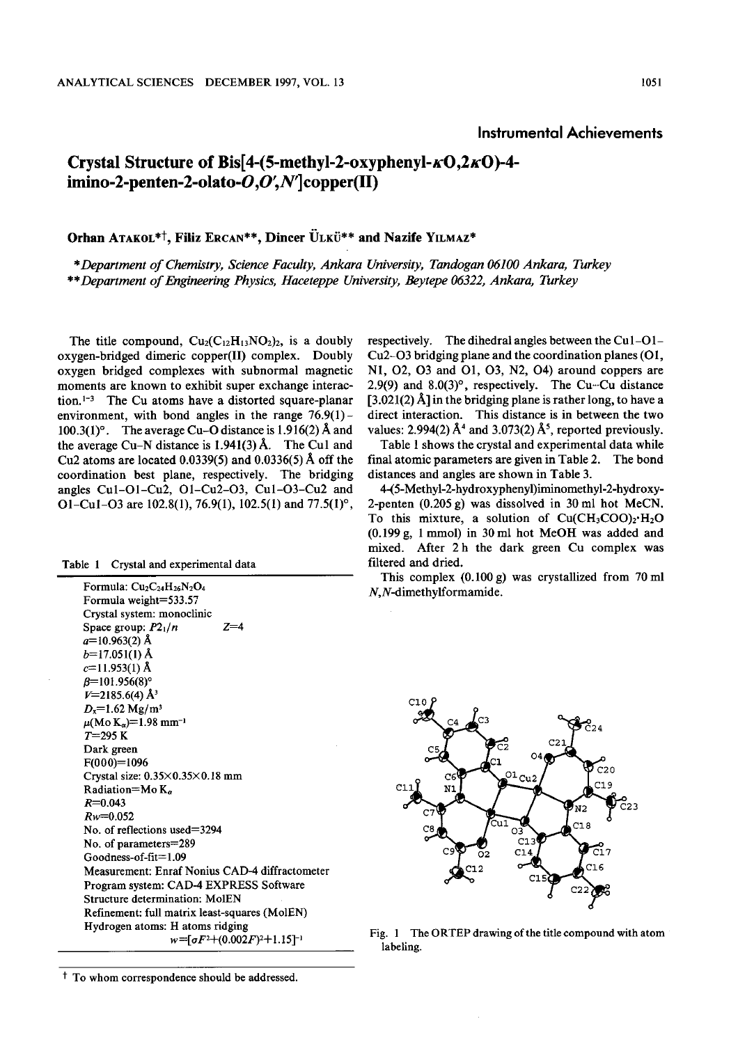## Instrumental Achievements

# Crystal Structure of Bis[4-(5-methyl-2-oxyphenyl-κO,2κO)-4-imino-2-penten-2-olato-*O,O',N'*]copper(II)

**Orhan ATAKOL*†, Filiz ERCAN**, Dincer ÜLKÜ** and Nazife YILMAZ***

*\*Department of Chemistry, Science Faculty, Ankara University, Tandogan 06100 Ankara, Turkey*
*\*\*Department of Engineering Physics, Haceteppe University, Beytepe 06322, Ankara, Turkey*

The title compound, $Cu_2(C_{12}H_{13}NO_2)_2$, is a doubly oxygen-bridged dimeric copper(II) complex. Doubly oxygen bridged complexes with subnormal magnetic moments are known to exhibit super exchange interaction.[1-3] The Cu atoms have a distorted square-planar environment, with bond angles in the range 76.9(1) - 100.3(1)°. The average Cu–O distance is 1.916(2) Å and the average Cu–N distance is 1.941(3) Å. The Cu1 and Cu2 atoms are located 0.0339(5) and 0.0336(5) Å off the coordination best plane, respectively. The bridging angles Cu1-O1-Cu2, O1-Cu2-O3, Cu1-O3-Cu2 and O1-Cu1-O3 are 102.8(1), 76.9(1), 102.5(1) and 77.5(1)°, respectively. The dihedral angles between the Cu1-O1-Cu2-O3 bridging plane and the coordination planes (O1, N1, O2, O3 and O1, O3, N2, O4) around coppers are 2.9(9) and 8.0(3)°, respectively. The Cu···Cu distance [3.021(2) Å] in the bridging plane is rather long, to have a direct interaction. This distance is in between the two values: 2.994(2) Å[4] and 3.073(2) Å[5], reported previously.

Table 1 shows the crystal and experimental data while final atomic parameters are given in Table 2. The bond distances and angles are shown in Table 3.

4-(5-Methyl-2-hydroxyphenyl)iminomethyl-2-hydroxy-2-penten (0.205 g) was dissolved in 30 ml hot MeCN. To this mixture, a solution of $Cu(CH_3COO)_2 \cdot H_2O$ (0.199 g, 1 mmol) in 30 ml hot MeOH was added and mixed. After 2 h the dark green Cu complex was filtered and dried.

This complex (0.100 g) was crystallized from 70 ml *N,N*-dimethylformamide.

Table 1 Crystal and experimental data

| |
|---|
| Formula: $Cu_2C_{24}H_{26}N_2O_4$ |
| Formula weight=533.57 |
| Crystal system: monoclinic |
| Space group: $P2_1/n$ $Z$=4 |
| $a$=10.963(2) Å |
| $b$=17.051(1) Å |
| $c$=11.953(1) Å |
| $\beta$=101.956(8)° |
| $V$=2185.6(4) Å$^3$ |
| $D_x$=1.62 Mg/m$^3$ |
| $\mu$(Mo $K_\alpha$)=1.98 mm$^{-1}$ |
| $T$=295 K |
| Dark green |
| F(000)=1096 |
| Crystal size: 0.35×0.35×0.18 mm |
| Radiation=Mo $K_\alpha$ |
| $R$=0.043 |
| $Rw$=0.052 |
| No. of reflections used=3294 |
| No. of parameters=289 |
| Goodness-of-fit=1.09 |
| Measurement: Enraf Nonius CAD-4 diffractometer |
| Program system: CAD-4 EXPRESS Software |
| Structure determination: MolEN |
| Refinement: full matrix least-squares (MolEN) |
| Hydrogen atoms: H atoms ridging |
| $w=[\sigma F^2+(0.002F)^2+1.15]^{-1}$ |

Fig. 1 The ORTEP drawing of the title compound with atom labeling.

† To whom correspondence should be addressed.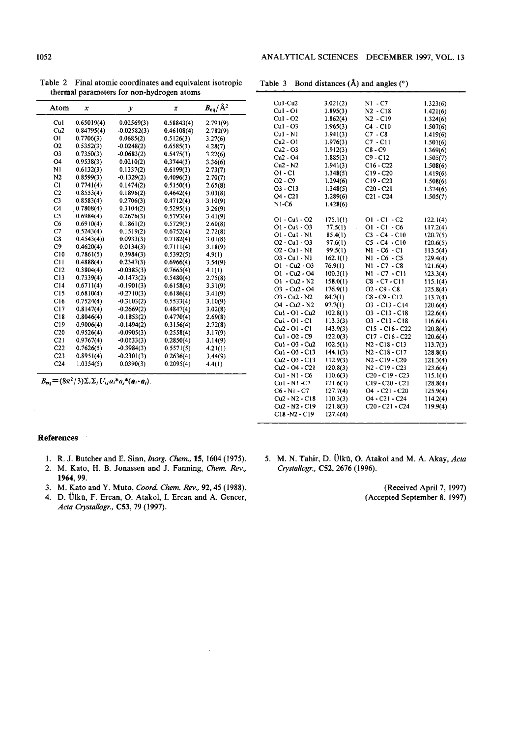Table 2 Final atomic coordinates and equivalent isotropic thermal parameters for non-hydrogen atoms

| Atom | $x$ | $y$ | $z$ | $B_{eq}/Å^2$ |
|---|---|---|---|---|
| Cu1 | 0.65019(4) | 0.02569(3) | 0.58843(4) | 2.791(9) |
| Cu2 | 0.84795(4) | -0.02582(3) | 0.46108(4) | 2.782(9) |
| O1 | 0.7706(3) | 0.0685(2) | 0.5126(3) | 3.27(6) |
| O2 | 0.5352(3) | -0.0248(2) | 0.6585(3) | 4.28(7) |
| O3 | 0.7350(3) | -0.0683(2) | 0.5475(3) | 3.22(6) |
| O4 | 0.9538(3) | 0.0210(2) | 0.3744(3) | 3.36(6) |
| N1 | 0.6132(3) | 0.1337(2) | 0.6199(3) | 2.73(7) |
| N2 | 0.8599(3) | -0.1329(2) | 0.4096(3) | 2.70(7) |
| C1 | 0.7741(4) | 0.1474(2) | 0.5150(4) | 2.65(8) |
| C2 | 0.8553(4) | 0.1896(2) | 0.4642(4) | 3.03(8) |
| C3 | 0.8583(4) | 0.2706(3) | 0.4712(4) | 3.10(9) |
| C4 | 0.7808(4) | 0.3104(2) | 0.5295(4) | 3.26(9) |
| C5 | 0.6984(4) | 0.2676(3) | 0.5793(4) | 3.41(9) |
| C6 | 0.6910(4) | 0.1861(2) | 0.5729(3) | 2.60(8) |
| C7 | 0.5243(4) | 0.1519(2) | 0.6752(4) | 2.72(8) |
| C8 | 0.4543(4)) | 0.0933(3) | 0.7182(4) | 3.01(8) |
| C9 | 0.4620(4) | 0.0134(3) | 0.7111(4) | 3.18(9) |
| C10 | 0.7861(5) | 0.3984(3) | 0.5392(5) | 4.9(1) |
| C11 | 0.4888(4) | 0.2347(3) | 0.6966(4) | 3.54(9) |
| C12 | 0.3804(4) | -0.0385(3) | 0.7665(4) | 4.1(1) |
| C13 | 0.7339(4) | -0.1473(2) | 0.5480(4) | 2.75(8) |
| C14 | 0.6711(4) | -0.1901(3) | 0.6158(4) | 3.31(9) |
| C15 | 0.6810(4) | -0.2710(3) | 0.6186(4) | 3.41(9) |
| C16 | 0.7524(4) | -0.3103(2) | 0.5533(4) | 3.10(9) |
| C17 | 0.8147(4) | -0.2669(2) | 0.4847(4) | 3.02(8) |
| C18 | 0.8046(4) | -0.1853(2) | 0.4770(4) | 2.69(8) |
| C19 | 0.9006(4) | -0.1494(2) | 0.3156(4) | 2.72(8) |
| C20 | 0.9526(4) | -0.0905(3) | 0.2558(4) | 3.17(9) |
| C21 | 0.9767(4) | -0.0133(3) | 0.2850(4) | 3.14(9) |
| C22 | 0.7626(5) | -0.3984(3) | 0.5571(5) | 4.21(1) |
| C23 | 0.8951(4) | -0.2301(3) | 0.2636(4) | 3.44(9) |
| C24 | 1.0354(5) | 0.0390(3) | 0.2095(4) | 4.4(1) |

$B_{eq}=(8\pi^2/3)\Sigma_i\Sigma_j U_{ij}a_i^*a_j^*(\boldsymbol{a}_i\cdot\boldsymbol{a}_j)$.

Table 3 Bond distances (Å) and angles (°)

| | | | |
|---|---|---|---|
| Cu1-Cu2 | 3.021(2) | N1 - C7 | 1.323(6) |
| Cu1 - O1 | 1.895(3) | N2 - C18 | 1.421(6) |
| Cu1 - O2 | 1.862(4) | N2 - C19 | 1.324(6) |
| Cu1 - O3 | 1.965(3) | C4 - C10 | 1.507(6) |
| Cu1 - N1 | 1.941(3) | C7 - C8 | 1.419(6) |
| Cu2 - O1 | 1.976(3) | C7 - C11 | 1.501(6) |
| Cu2 - O3 | 1.912(3) | C8 - C9 | 1.369(6) |
| Cu2 - O4 | 1.885(3) | C9 - C12 | 1.505(7) |
| Cu2 - N2 | 1.941(3) | C16 - C22 | 1.508(6) |
| O1 - C1 | 1.348(5) | C19 - C20 | 1.419(6) |
| O2 - C9 | 1.294(6) | C19 - C23 | 1.508(6) |
| O3 - C13 | 1.348(5) | C20 - C21 | 1.374(6) |
| O4 - C21 | 1.289(6) | C21 - C24 | 1.505(7) |
| N1-C6 | 1.428(6) | | |
| O1 - Cu1 - O2 | 175.1(1) | O1 - C1 - C2 | 122.1(4) |
| O1 - Cu1 - O3 | 77.5(1) | O1 - C1 - C6 | 117.2(4) |
| O1 - Cu1 - N1 | 85.4(1) | C3 - C4 - C10 | 120.7(5) |
| O2 - Cu1 - O3 | 97.6(1) | C5 - C4 - C10 | 120.6(5) |
| O2 - Cu1 - N1 | 99.5(1) | N1 - C6 - C1 | 113.5(4) |
| O3 - Cu1 - N1 | 162.1(1) | N1 - C6 - C5 | 129.4(4) |
| O1 - Cu2 - O3 | 76.9(1) | N1 - C7 - C8 | 121.6(4) |
| O1 - Cu2 - O4 | 100.3(1) | N1 - C7 - C11 | 123.3(4) |
| O1 - Cu2 - N2 | 158.0(1) | C8 - C7 - C11 | 115.1(4) |
| O3 - Cu2 - O4 | 176.9(1) | O2 - C9 - C8 | 125.8(4) |
| O3 - Cu2 - N2 | 84.7(1) | C8 - C9 - C12 | 113.7(4) |
| O4 - Cu2 - N2 | 97.7(1) | O3 - C13 - C14 | 120.6(4) |
| Cu1 - O1 - Cu2 | 102.8(1) | O3 - C13 - C18 | 122.6(4) |
| Cu1 - O1 - C1 | 113.3(3) | O3 - C13 - C18 | 116.6(4) |
| Cu2 - O1 - C1 | 143.9(3) | C15 - C16 - C22 | 120.8(4) |
| Cu1 - O2 - C9 | 122.0(3) | C17 - C16 - C22 | 120.6(4) |
| Cu1 - O3 - Cu2 | 102.5(1) | N2 - C18 - C13 | 113.7(3) |
| Cu1 - O3 - C13 | 144.1(3) | N2 - C18 - C17 | 128.8(4) |
| Cu2 - O3 - C13 | 112.9(3) | N2 - C19 - C20 | 121.3(4) |
| Cu2 - O4 - C21 | 120.8(3) | N2 - C19 - C23 | 123.6(4) |
| Cu1 - N1 - C6 | 110.6(3) | C20 - C19 - C23 | 115.1(4) |
| Cu1 - N1 -C7 | 121.6(3) | C19 - C20 - C21 | 128.8(4) |
| C6 - N1 - C7 | 127.7(4) | O4 - C21 - C20 | 125.9(4) |
| Cu2 - N2 - C18 | 110.3(3) | O4 - C21 - C24 | 114.2(4) |
| Cu2 - N2 - C19 | 121.8(3) | C20 - C21 - C24 | 119.9(4) |
| C18 -N2 - C19 | 127.4(4) | | |

## References

1. R. J. Butcher and E. Sinn, *Inorg. Chem.*, **15**, 1604 (1975).
2. M. Kato, H. B. Jonassen and J. Fanning, *Chem. Rev.*, **1964**, 99.
3. M. Kato and Y. Muto, *Coord. Chem. Rev.*, **92**, 45 (1988).
4. D. Ülkü, F. Ercan, O. Atakol, I. Ercan and A. Gencer, *Acta Crystallogr.*, **C53**, 79 (1997).
5. M. N. Tahir, D. Ülkü, O. Atakol and M. A. Akay, *Acta Crystallogr.*, **C52**, 2676 (1996).

(Received April 7, 1997)
(Accepted September 8, 1997)